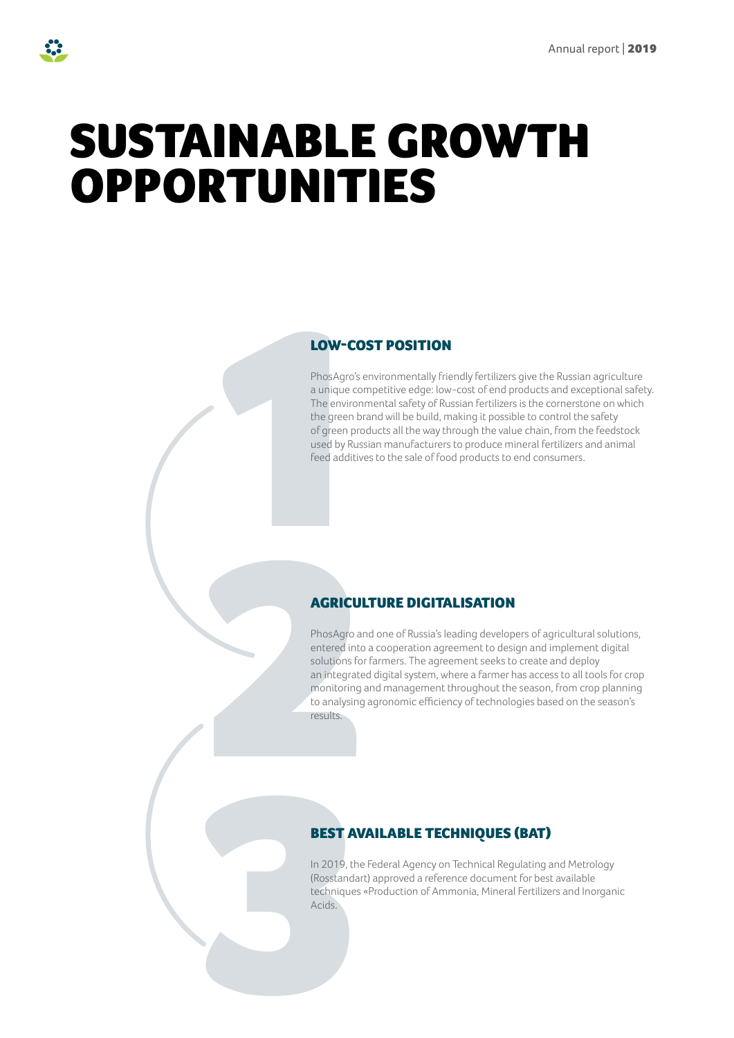# SUSTAINABLE GROWTH OPPORTUNITIES

## LOW-COST POSITION

PhosAgro's environmentally friendly fertilizers give the Russian agriculture a unique competitive edge: low-cost of end products and exceptional safety. The environmental safety of Russian fertilizers is the cornerstone on which the green brand will be build, making it possible to control the safety of green products all the way through the value chain, from the feedstock used by Russian manufacturers to produce mineral fertilizers and animal feed additives to the sale of food products to end consumers.

## AGRICULTURE DIGITALISATION

PhosAgro and one of Russia's leading developers of agricultural solutions, entered into a cooperation agreement to design and implement digital solutions for farmers. The agreement seeks to create and deploy an integrated digital system, where a farmer has access to all tools for crop monitoring and management throughout the season, from crop planning to analysing agronomic efficiency of technologies based on the season's results.

## BEST AVAILABLE TECHNIQUES (BAT)

In 2019, the Federal Agency on Technical Regulating and Metrology (Rosstandart) approved a reference document for best available techniques «Production of Ammonia, Mineral Fertilizers and Inorganic Acids.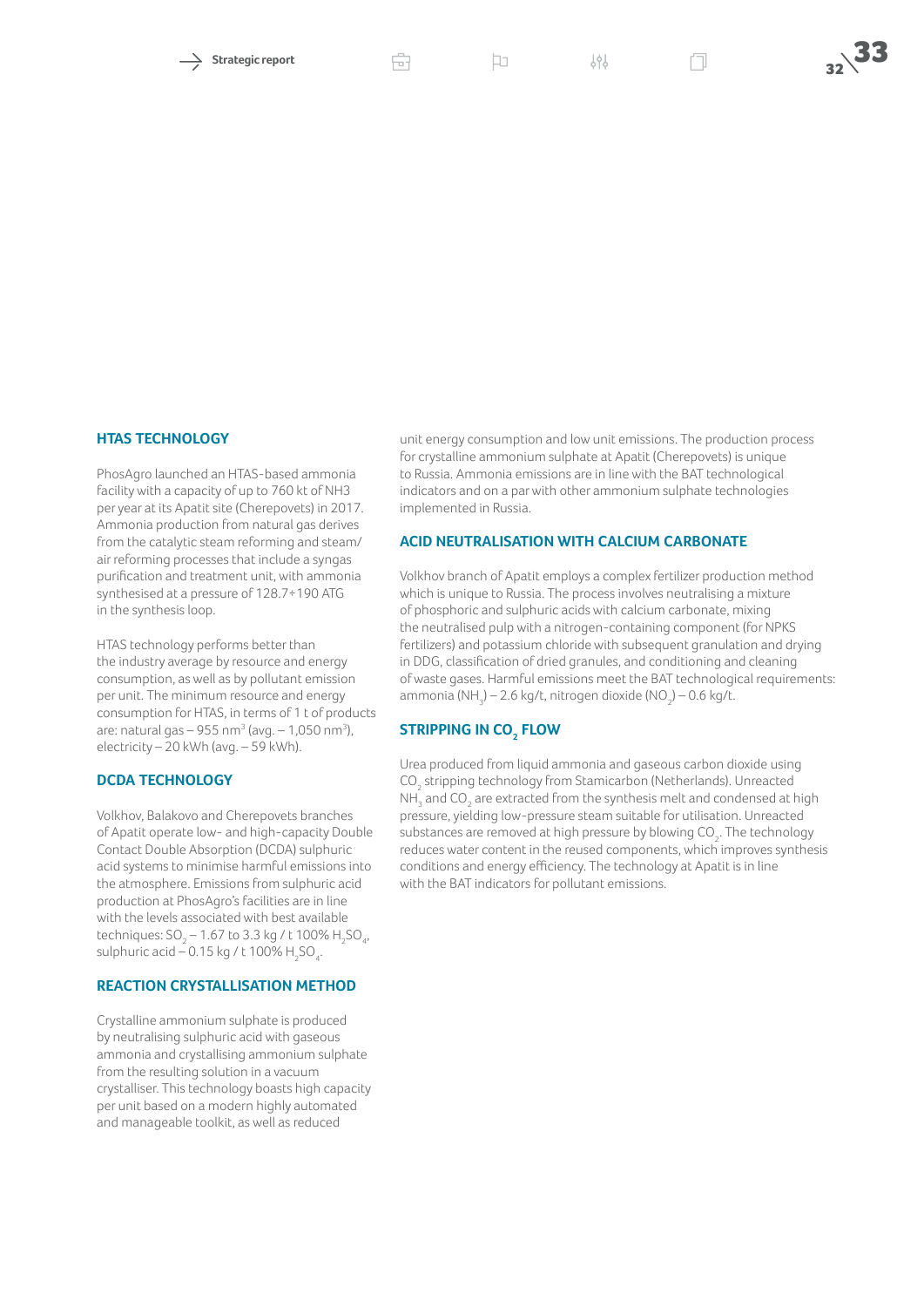## HTAS TECHNOLOGY

PhosAgro launched an HTAS-based ammonia facility with a capacity of up to 760 kt of NH3 per year at its Apatit site (Cherepovets) in 2017. Ammonia production from natural gas derives from the catalytic steam reforming and steam/air reforming processes that include a syngas purification and treatment unit, with ammonia synthesised at a pressure of 128.7÷190 ATG in the synthesis loop.

HTAS technology performs better than the industry average by resource and energy consumption, as well as by pollutant emission per unit. The minimum resource and energy consumption for HTAS, in terms of 1 t of products are: natural gas – 955 $nm^3$ (avg. – 1,050 $nm^3$), electricity – 20 kWh (avg. – 59 kWh).

## DCDA TECHNOLOGY

Volkhov, Balakovo and Cherepovets branches of Apatit operate low- and high-capacity Double Contact Double Absorption (DCDA) sulphuric acid systems to minimise harmful emissions into the atmosphere. Emissions from sulphuric acid production at PhosAgro's facilities are in line with the levels associated with best available techniques: $SO_2$ – 1.67 to 3.3 kg / t 100% $H_2SO_4$, sulphuric acid – 0.15 kg / t 100% $H_2SO_4$.

## REACTION CRYSTALLISATION METHOD

Crystalline ammonium sulphate is produced by neutralising sulphuric acid with gaseous ammonia and crystallising ammonium sulphate from the resulting solution in a vacuum crystalliser. This technology boasts high capacity per unit based on a modern highly automated and manageable toolkit, as well as reduced unit energy consumption and low unit emissions. The production process for crystalline ammonium sulphate at Apatit (Cherepovets) is unique to Russia. Ammonia emissions are in line with the BAT technological indicators and on a par with other ammonium sulphate technologies implemented in Russia.

## ACID NEUTRALISATION WITH CALCIUM CARBONATE

Volkhov branch of Apatit employs a complex fertilizer production method which is unique to Russia. The process involves neutralising a mixture of phosphoric and sulphuric acids with calcium carbonate, mixing the neutralised pulp with a nitrogen-containing component (for NPKS fertilizers) and potassium chloride with subsequent granulation and drying in DDG, classification of dried granules, and conditioning and cleaning of waste gases. Harmful emissions meet the BAT technological requirements: ammonia ($NH_3$) – 2.6 kg/t, nitrogen dioxide ($NO_2$) – 0.6 kg/t.

## STRIPPING IN $CO_2$ FLOW

Urea produced from liquid ammonia and gaseous carbon dioxide using $CO_2$ stripping technology from Stamicarbon (Netherlands). Unreacted $NH_3$ and $CO_2$ are extracted from the synthesis melt and condensed at high pressure, yielding low-pressure steam suitable for utilisation. Unreacted substances are removed at high pressure by blowing $CO_2$. The technology reduces water content in the reused components, which improves synthesis conditions and energy efficiency. The technology at Apatit is in line with the BAT indicators for pollutant emissions.